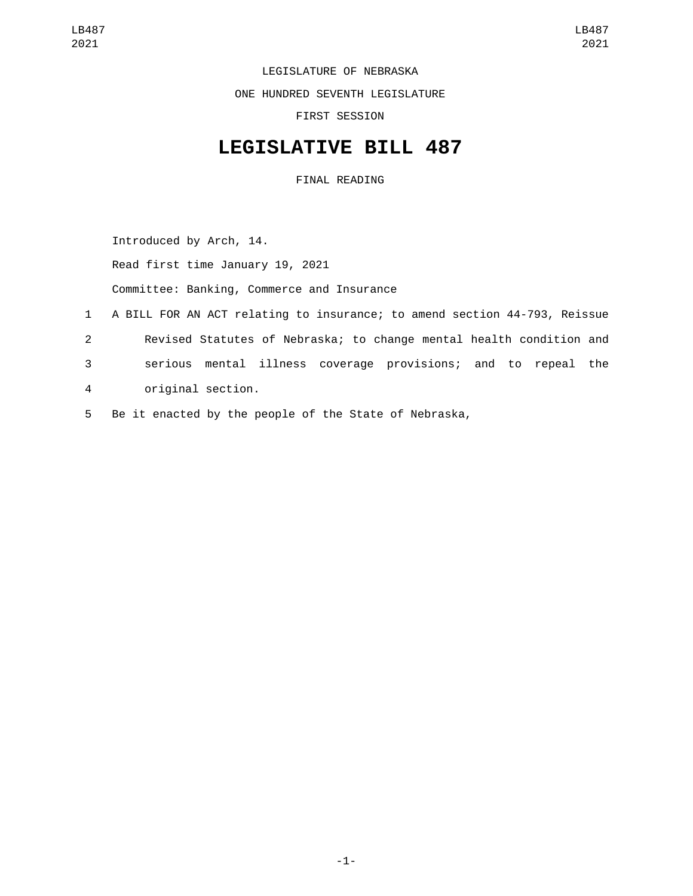LEGISLATURE OF NEBRASKA

ONE HUNDRED SEVENTH LEGISLATURE

FIRST SESSION

# LEGISLATIVE BILL 487

FINAL READING

Introduced by Arch, 14.

Read first time January 19, 2021

Committee: Banking, Commerce and Insurance

1 A BILL FOR AN ACT relating to insurance; to amend section 44-793, Reissue
2 Revised Statutes of Nebraska; to change mental health condition and
3 serious mental illness coverage provisions; and to repeal the
4 original section.

5 Be it enacted by the people of the State of Nebraska,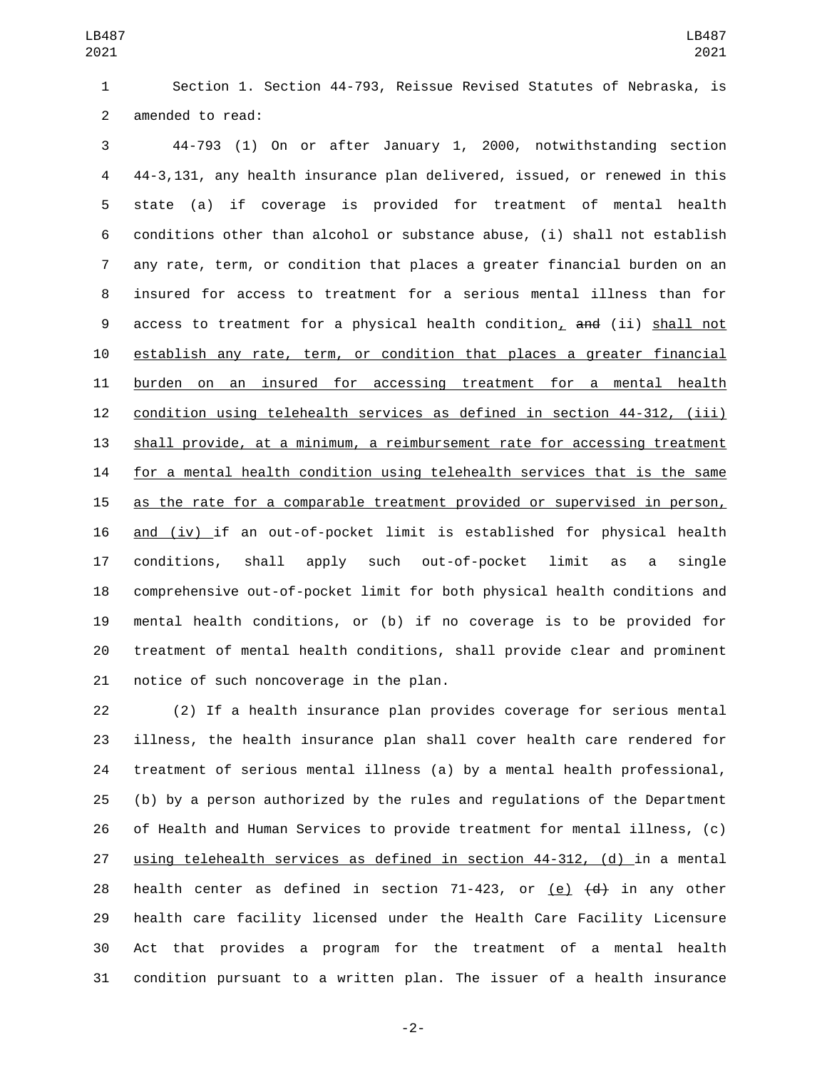Section 1. Section 44-793, Reissue Revised Statutes of Nebraska, is amended to read:

44-793 (1) On or after January 1, 2000, notwithstanding section 44-3,131, any health insurance plan delivered, issued, or renewed in this state (a) if coverage is provided for treatment of mental health conditions other than alcohol or substance abuse, (i) shall not establish any rate, term, or condition that places a greater financial burden on an insured for access to treatment for a serious mental illness than for access to treatment for a physical health condition, ~~and~~ (ii) shall not establish any rate, term, or condition that places a greater financial burden on an insured for accessing treatment for a mental health condition using telehealth services as defined in section 44-312, (iii) shall provide, at a minimum, a reimbursement rate for accessing treatment for a mental health condition using telehealth services that is the same as the rate for a comparable treatment provided or supervised in person, and (iv) if an out-of-pocket limit is established for physical health conditions, shall apply such out-of-pocket limit as a single comprehensive out-of-pocket limit for both physical health conditions and mental health conditions, or (b) if no coverage is to be provided for treatment of mental health conditions, shall provide clear and prominent notice of such noncoverage in the plan.

(2) If a health insurance plan provides coverage for serious mental illness, the health insurance plan shall cover health care rendered for treatment of serious mental illness (a) by a mental health professional, (b) by a person authorized by the rules and regulations of the Department of Health and Human Services to provide treatment for mental illness, (c) using telehealth services as defined in section 44-312, (d) in a mental health center as defined in section 71-423, or (e) ~~(d)~~ in any other health care facility licensed under the Health Care Facility Licensure Act that provides a program for the treatment of a mental health condition pursuant to a written plan. The issuer of a health insurance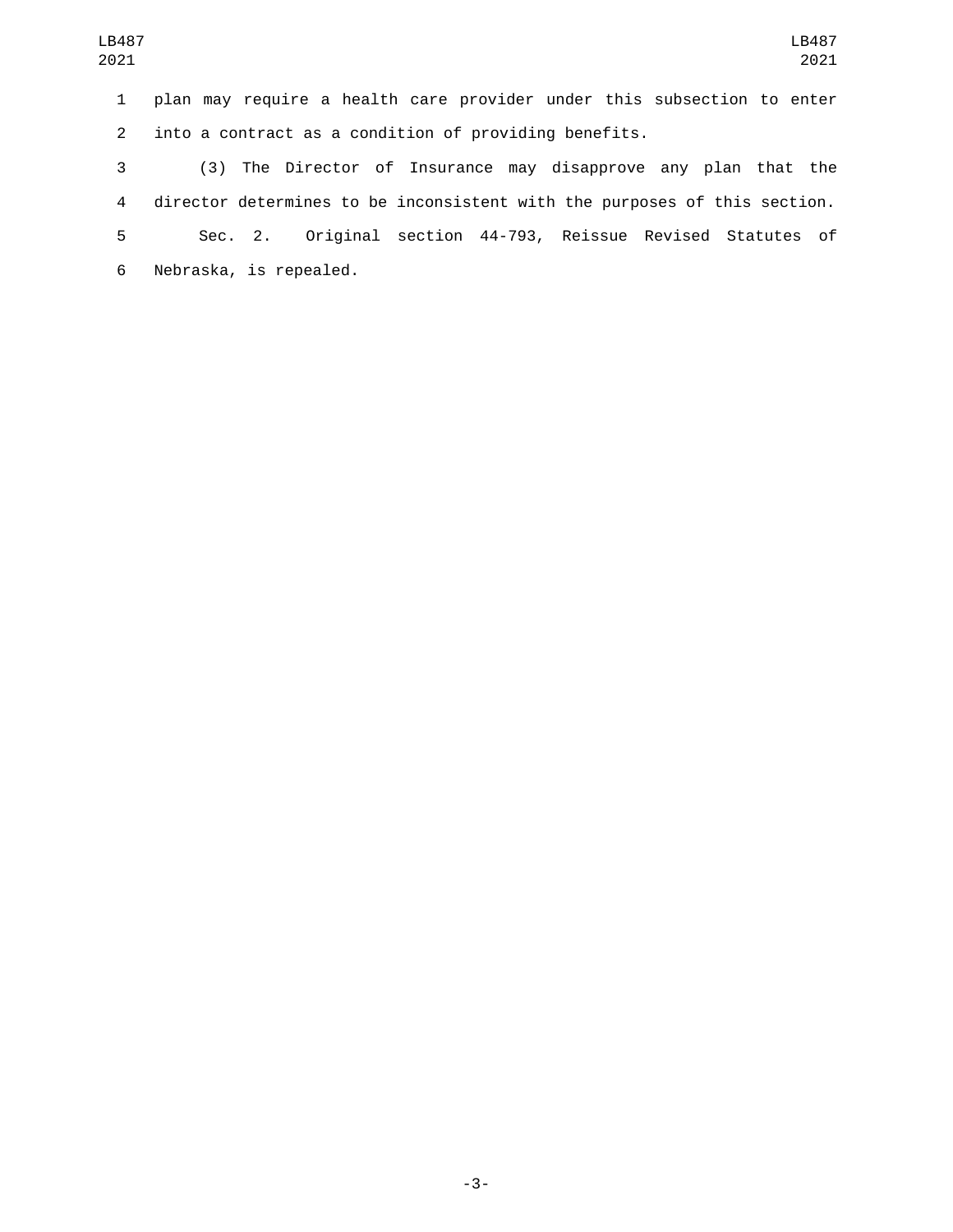plan may require a health care provider under this subsection to enter into a contract as a condition of providing benefits.

(3) The Director of Insurance may disapprove any plan that the director determines to be inconsistent with the purposes of this section.

Sec. 2. Original section 44-793, Reissue Revised Statutes of Nebraska, is repealed.